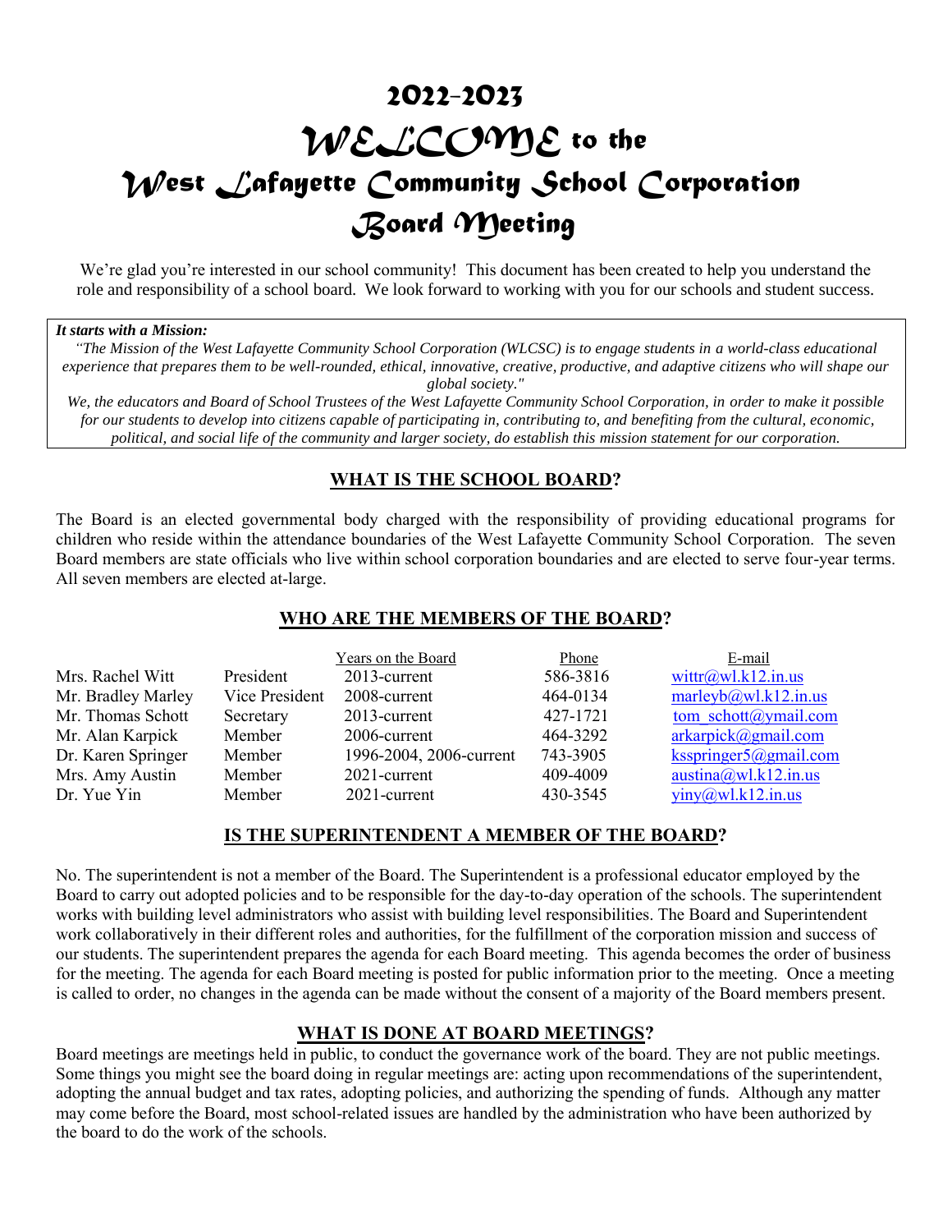# 2022-2023

# *WELCOME* to the *West Lafayette Community School Corporation Board Meeting*

We're glad you're interested in our school community! This document has been created to help you understand the role and responsibility of a school board. We look forward to working with you for our schools and student success.

***It starts with a Mission:***

*"The Mission of the West Lafayette Community School Corporation (WLCSC) is to engage students in a world-class educational experience that prepares them to be well-rounded, ethical, innovative, creative, productive, and adaptive citizens who will shape our global society."*

*We, the educators and Board of School Trustees of the West Lafayette Community School Corporation, in order to make it possible for our students to develop into citizens capable of participating in, contributing to, and benefiting from the cultural, economic, political, and social life of the community and larger society, do establish this mission statement for our corporation.*

## WHAT IS THE SCHOOL BOARD?

The Board is an elected governmental body charged with the responsibility of providing educational programs for children who reside within the attendance boundaries of the West Lafayette Community School Corporation. The seven Board members are state officials who live within school corporation boundaries and are elected to serve four-year terms. All seven members are elected at-large.

## WHO ARE THE MEMBERS OF THE BOARD?

| | | Years on the Board | Phone | E-mail |
|---|---|---|---|---|
| Mrs. Rachel Witt | President | 2013-current | 586-3816 | wittr@wl.k12.in.us |
| Mr. Bradley Marley | Vice President | 2008-current | 464-0134 | marleyb@wl.k12.in.us |
| Mr. Thomas Schott | Secretary | 2013-current | 427-1721 | tom_schott@ymail.com |
| Mr. Alan Karpick | Member | 2006-current | 464-3292 | arkarpick@gmail.com |
| Dr. Karen Springer | Member | 1996-2004, 2006-current | 743-3905 | ksspringer5@gmail.com |
| Mrs. Amy Austin | Member | 2021-current | 409-4009 | austina@wl.k12.in.us |
| Dr. Yue Yin | Member | 2021-current | 430-3545 | yiny@wl.k12.in.us |

## IS THE SUPERINTENDENT A MEMBER OF THE BOARD?

No. The superintendent is not a member of the Board. The Superintendent is a professional educator employed by the Board to carry out adopted policies and to be responsible for the day-to-day operation of the schools. The superintendent works with building level administrators who assist with building level responsibilities. The Board and Superintendent work collaboratively in their different roles and authorities, for the fulfillment of the corporation mission and success of our students. The superintendent prepares the agenda for each Board meeting. This agenda becomes the order of business for the meeting. The agenda for each Board meeting is posted for public information prior to the meeting. Once a meeting is called to order, no changes in the agenda can be made without the consent of a majority of the Board members present.

## WHAT IS DONE AT BOARD MEETINGS?

Board meetings are meetings held in public, to conduct the governance work of the board. They are not public meetings. Some things you might see the board doing in regular meetings are: acting upon recommendations of the superintendent, adopting the annual budget and tax rates, adopting policies, and authorizing the spending of funds. Although any matter may come before the Board, most school-related issues are handled by the administration who have been authorized by the board to do the work of the schools.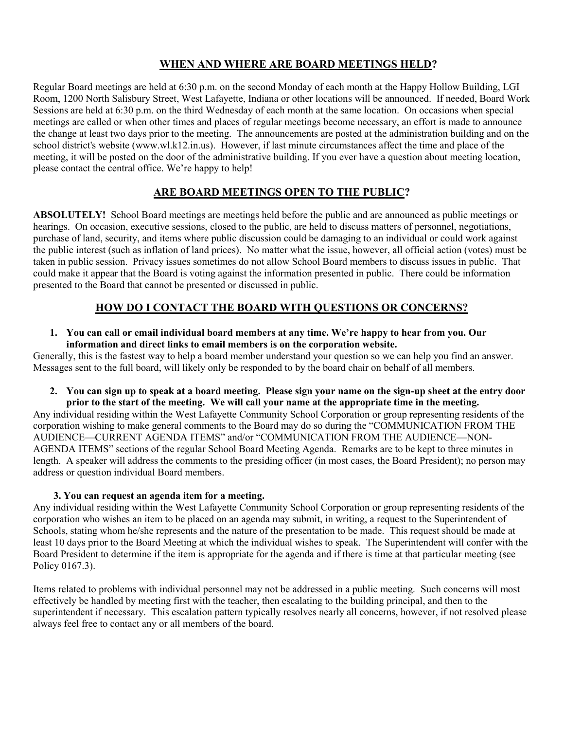## WHEN AND WHERE ARE BOARD MEETINGS HELD?

Regular Board meetings are held at 6:30 p.m. on the second Monday of each month at the Happy Hollow Building, LGI Room, 1200 North Salisbury Street, West Lafayette, Indiana or other locations will be announced. If needed, Board Work Sessions are held at 6:30 p.m. on the third Wednesday of each month at the same location. On occasions when special meetings are called or when other times and places of regular meetings become necessary, an effort is made to announce the change at least two days prior to the meeting. The announcements are posted at the administration building and on the school district's website (www.wl.k12.in.us). However, if last minute circumstances affect the time and place of the meeting, it will be posted on the door of the administrative building. If you ever have a question about meeting location, please contact the central office. We're happy to help!

## ARE BOARD MEETINGS OPEN TO THE PUBLIC?

**ABSOLUTELY!** School Board meetings are meetings held before the public and are announced as public meetings or hearings. On occasion, executive sessions, closed to the public, are held to discuss matters of personnel, negotiations, purchase of land, security, and items where public discussion could be damaging to an individual or could work against the public interest (such as inflation of land prices). No matter what the issue, however, all official action (votes) must be taken in public session. Privacy issues sometimes do not allow School Board members to discuss issues in public. That could make it appear that the Board is voting against the information presented in public. There could be information presented to the Board that cannot be presented or discussed in public.

## HOW DO I CONTACT THE BOARD WITH QUESTIONS OR CONCERNS?

1. **You can call or email individual board members at any time. We're happy to hear from you. Our information and direct links to email members is on the corporation website.**

Generally, this is the fastest way to help a board member understand your question so we can help you find an answer. Messages sent to the full board, will likely only be responded to by the board chair on behalf of all members.

2. **You can sign up to speak at a board meeting. Please sign your name on the sign-up sheet at the entry door prior to the start of the meeting. We will call your name at the appropriate time in the meeting.**

Any individual residing within the West Lafayette Community School Corporation or group representing residents of the corporation wishing to make general comments to the Board may do so during the "COMMUNICATION FROM THE AUDIENCE—CURRENT AGENDA ITEMS" and/or "COMMUNICATION FROM THE AUDIENCE—NON-AGENDA ITEMS" sections of the regular School Board Meeting Agenda. Remarks are to be kept to three minutes in length. A speaker will address the comments to the presiding officer (in most cases, the Board President); no person may address or question individual Board members.

3. **You can request an agenda item for a meeting.**

Any individual residing within the West Lafayette Community School Corporation or group representing residents of the corporation who wishes an item to be placed on an agenda may submit, in writing, a request to the Superintendent of Schools, stating whom he/she represents and the nature of the presentation to be made. This request should be made at least 10 days prior to the Board Meeting at which the individual wishes to speak. The Superintendent will confer with the Board President to determine if the item is appropriate for the agenda and if there is time at that particular meeting (see Policy 0167.3).

Items related to problems with individual personnel may not be addressed in a public meeting. Such concerns will most effectively be handled by meeting first with the teacher, then escalating to the building principal, and then to the superintendent if necessary. This escalation pattern typically resolves nearly all concerns, however, if not resolved please always feel free to contact any or all members of the board.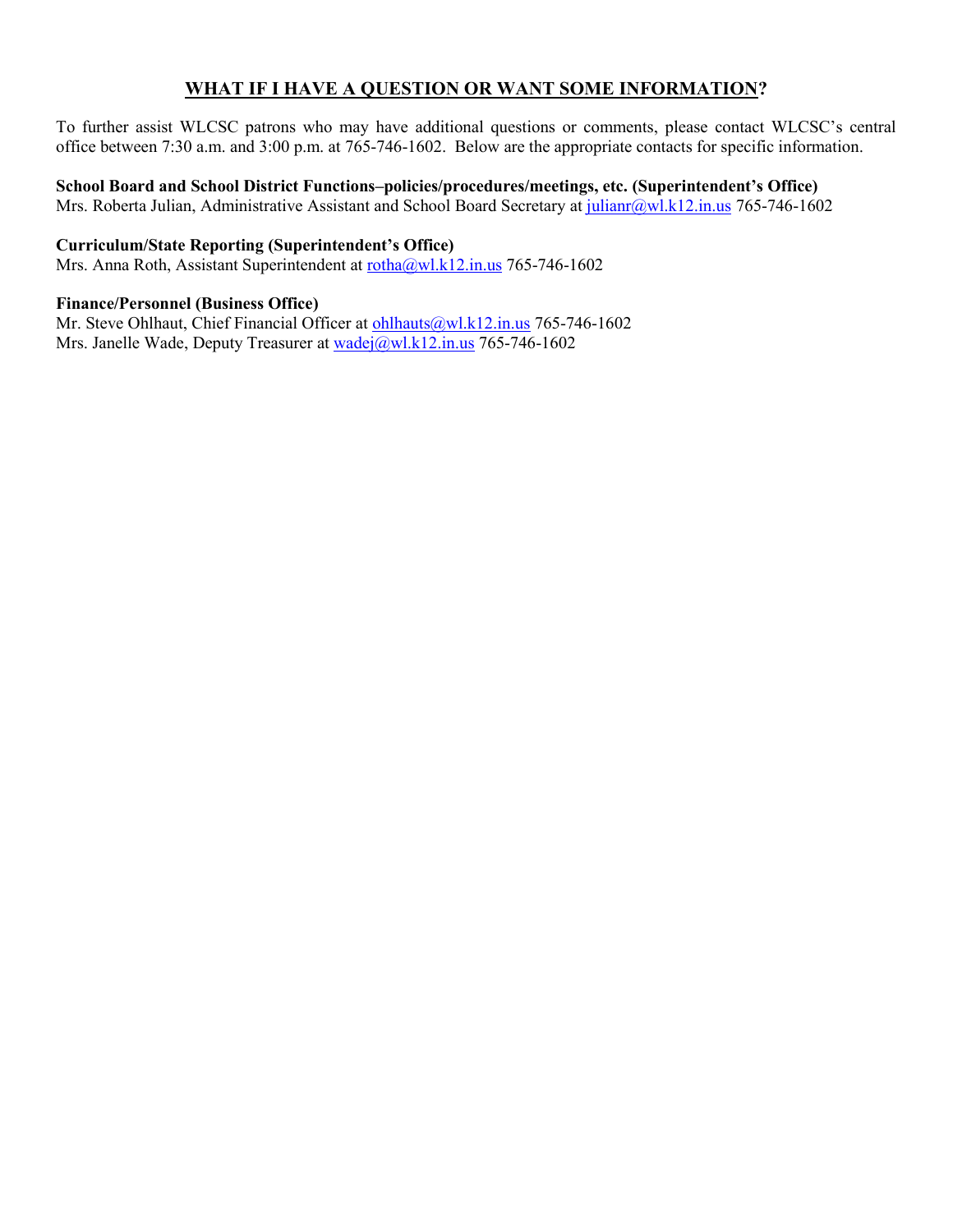## WHAT IF I HAVE A QUESTION OR WANT SOME INFORMATION?

To further assist WLCSC patrons who may have additional questions or comments, please contact WLCSC's central office between 7:30 a.m. and 3:00 p.m. at 765-746-1602. Below are the appropriate contacts for specific information.

**School Board and School District Functions–policies/procedures/meetings, etc. (Superintendent's Office)**
Mrs. Roberta Julian, Administrative Assistant and School Board Secretary at julianr@wl.k12.in.us 765-746-1602

**Curriculum/State Reporting (Superintendent's Office)**
Mrs. Anna Roth, Assistant Superintendent at rotha@wl.k12.in.us 765-746-1602

**Finance/Personnel (Business Office)**
Mr. Steve Ohlhaut, Chief Financial Officer at ohlhauts@wl.k12.in.us 765-746-1602
Mrs. Janelle Wade, Deputy Treasurer at wadej@wl.k12.in.us 765-746-1602